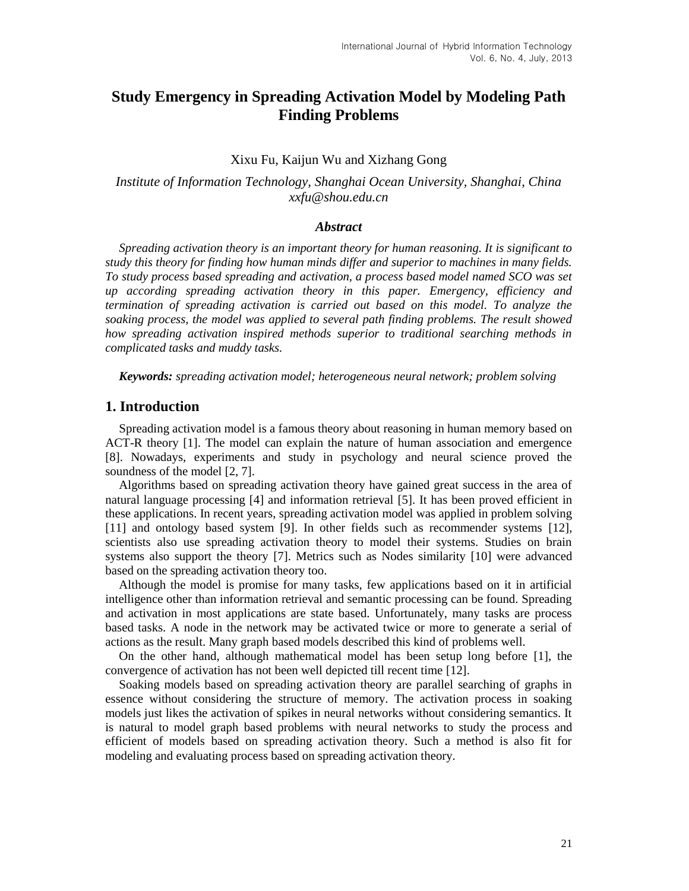# Study Emergency in Spreading Activation Model by Modeling Path Finding Problems

Xixu Fu, Kaijun Wu and Xizhang Gong

*Institute of Information Technology, Shanghai Ocean University, Shanghai, China*
*xxfu@shou.edu.cn*

### *Abstract*

*Spreading activation theory is an important theory for human reasoning. It is significant to study this theory for finding how human minds differ and superior to machines in many fields. To study process based spreading and activation, a process based model named SCO was set up according spreading activation theory in this paper. Emergency, efficiency and termination of spreading activation is carried out based on this model. To analyze the soaking process, the model was applied to several path finding problems. The result showed how spreading activation inspired methods superior to traditional searching methods in complicated tasks and muddy tasks.*

***Keywords:*** *spreading activation model; heterogeneous neural network; problem solving*

## 1. Introduction

Spreading activation model is a famous theory about reasoning in human memory based on ACT-R theory [1]. The model can explain the nature of human association and emergence [8]. Nowadays, experiments and study in psychology and neural science proved the soundness of the model [2, 7].

Algorithms based on spreading activation theory have gained great success in the area of natural language processing [4] and information retrieval [5]. It has been proved efficient in these applications. In recent years, spreading activation model was applied in problem solving [11] and ontology based system [9]. In other fields such as recommender systems [12], scientists also use spreading activation theory to model their systems. Studies on brain systems also support the theory [7]. Metrics such as Nodes similarity [10] were advanced based on the spreading activation theory too.

Although the model is promise for many tasks, few applications based on it in artificial intelligence other than information retrieval and semantic processing can be found. Spreading and activation in most applications are state based. Unfortunately, many tasks are process based tasks. A node in the network may be activated twice or more to generate a serial of actions as the result. Many graph based models described this kind of problems well.

On the other hand, although mathematical model has been setup long before [1], the convergence of activation has not been well depicted till recent time [12].

Soaking models based on spreading activation theory are parallel searching of graphs in essence without considering the structure of memory. The activation process in soaking models just likes the activation of spikes in neural networks without considering semantics. It is natural to model graph based problems with neural networks to study the process and efficient of models based on spreading activation theory. Such a method is also fit for modeling and evaluating process based on spreading activation theory.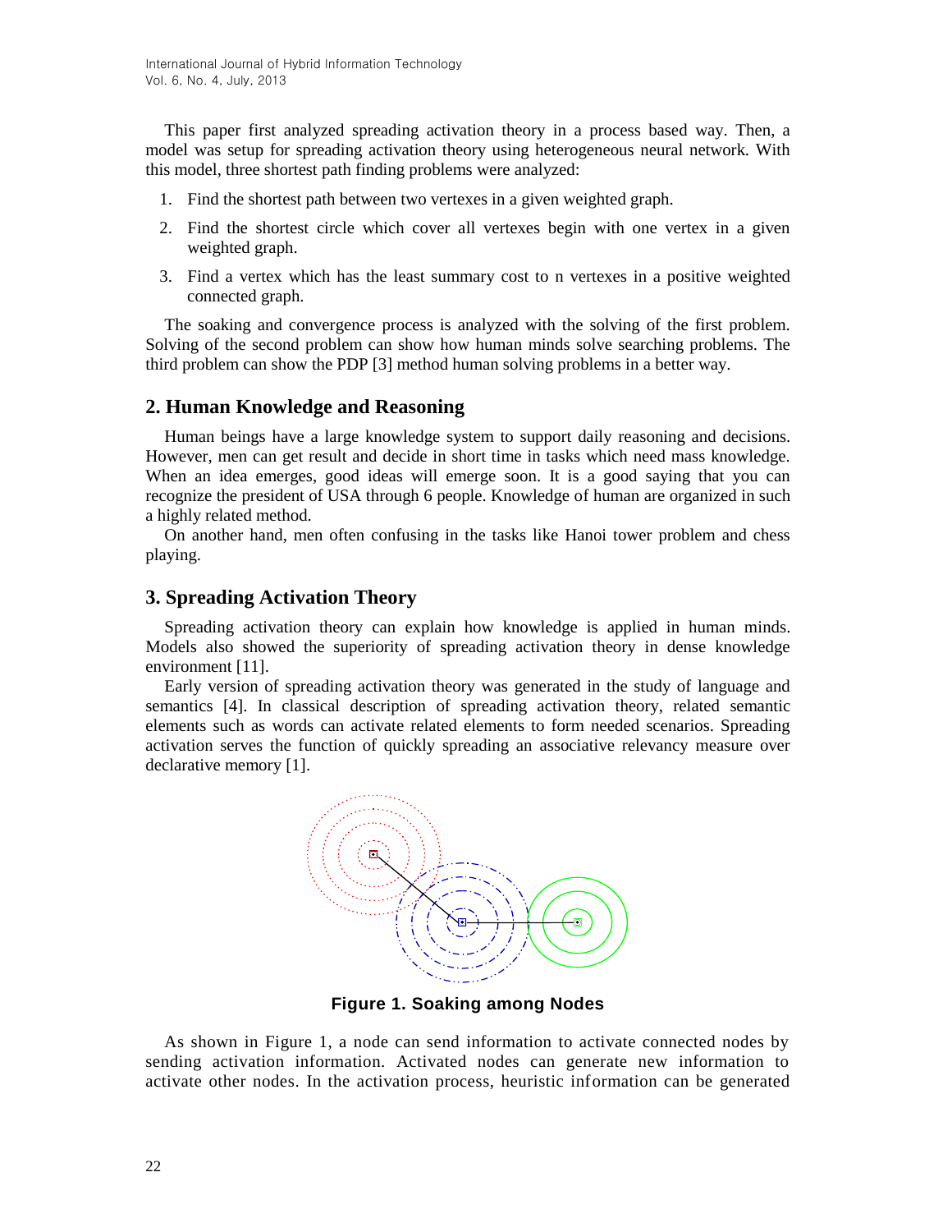This paper first analyzed spreading activation theory in a process based way. Then, a model was setup for spreading activation theory using heterogeneous neural network. With this model, three shortest path finding problems were analyzed:

1. Find the shortest path between two vertexes in a given weighted graph.
2. Find the shortest circle which cover all vertexes begin with one vertex in a given weighted graph.
3. Find a vertex which has the least summary cost to n vertexes in a positive weighted connected graph.

The soaking and convergence process is analyzed with the solving of the first problem. Solving of the second problem can show how human minds solve searching problems. The third problem can show the PDP [3] method human solving problems in a better way.

## 2. Human Knowledge and Reasoning

Human beings have a large knowledge system to support daily reasoning and decisions. However, men can get result and decide in short time in tasks which need mass knowledge. When an idea emerges, good ideas will emerge soon. It is a good saying that you can recognize the president of USA through 6 people. Knowledge of human are organized in such a highly related method.

On another hand, men often confusing in the tasks like Hanoi tower problem and chess playing.

## 3. Spreading Activation Theory

Spreading activation theory can explain how knowledge is applied in human minds. Models also showed the superiority of spreading activation theory in dense knowledge environment [11].

Early version of spreading activation theory was generated in the study of language and semantics [4]. In classical description of spreading activation theory, related semantic elements such as words can activate related elements to form needed scenarios. Spreading activation serves the function of quickly spreading an associative relevancy measure over declarative memory [1].

**Figure 1. Soaking among Nodes**

As shown in Figure 1, a node can send information to activate connected nodes by sending activation information. Activated nodes can generate new information to activate other nodes. In the activation process, heuristic information can be generated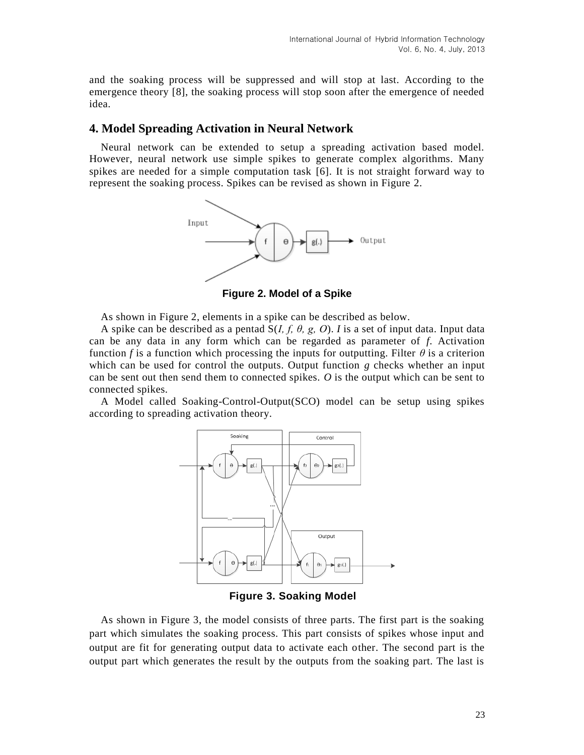and the soaking process will be suppressed and will stop at last. According to the emergence theory [8], the soaking process will stop soon after the emergence of needed idea.

## 4. Model Spreading Activation in Neural Network

Neural network can be extended to setup a spreading activation based model. However, neural network use simple spikes to generate complex algorithms. Many spikes are needed for a simple computation task [6]. It is not straight forward way to represent the soaking process. Spikes can be revised as shown in Figure 2.

**Figure 2. Model of a Spike**

As shown in Figure 2, elements in a spike can be described as below.

A spike can be described as a pentad S(*I, f, θ, g, O*). *I* is a set of input data. Input data can be any data in any form which can be regarded as parameter of *f*. Activation function *f* is a function which processing the inputs for outputting. Filter *θ* is a criterion which can be used for control the outputs. Output function *g* checks whether an input can be sent out then send them to connected spikes. *O* is the output which can be sent to connected spikes.

A Model called Soaking-Control-Output(SCO) model can be setup using spikes according to spreading activation theory.

**Figure 3. Soaking Model**

As shown in Figure 3, the model consists of three parts. The first part is the soaking part which simulates the soaking process. This part consists of spikes whose input and output are fit for generating output data to activate each other. The second part is the output part which generates the result by the outputs from the soaking part. The last is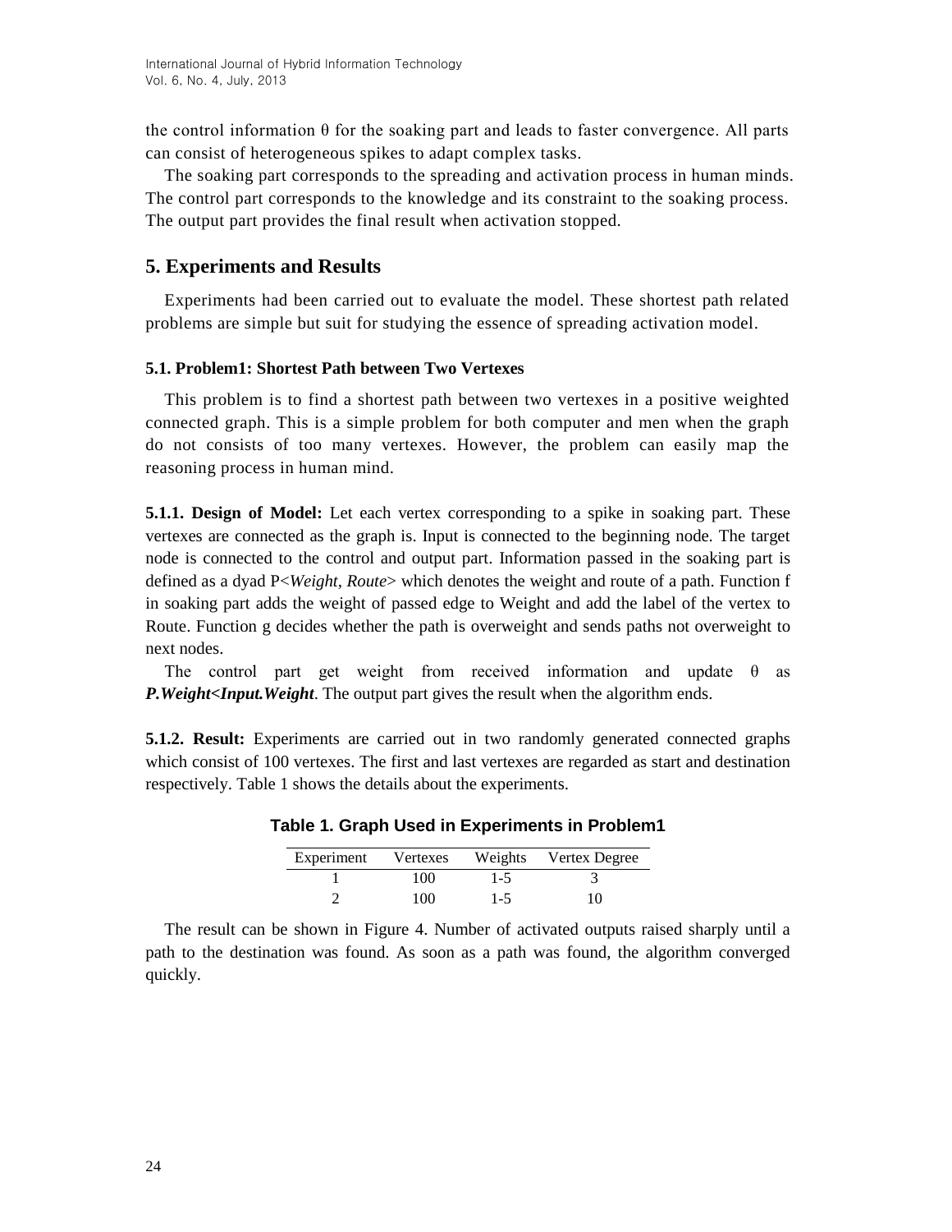the control information θ for the soaking part and leads to faster convergence. All parts can consist of heterogeneous spikes to adapt complex tasks.

The soaking part corresponds to the spreading and activation process in human minds. The control part corresponds to the knowledge and its constraint to the soaking process. The output part provides the final result when activation stopped.

## 5. Experiments and Results

Experiments had been carried out to evaluate the model. These shortest path related problems are simple but suit for studying the essence of spreading activation model.

### 5.1. Problem1: Shortest Path between Two Vertexes

This problem is to find a shortest path between two vertexes in a positive weighted connected graph. This is a simple problem for both computer and men when the graph do not consists of too many vertexes. However, the problem can easily map the reasoning process in human mind.

**5.1.1. Design of Model:** Let each vertex corresponding to a spike in soaking part. These vertexes are connected as the graph is. Input is connected to the beginning node. The target node is connected to the control and output part. Information passed in the soaking part is defined as a dyad P<*Weight, Route*> which denotes the weight and route of a path. Function f in soaking part adds the weight of passed edge to Weight and add the label of the vertex to Route. Function g decides whether the path is overweight and sends paths not overweight to next nodes.

The control part get weight from received information and update θ as ***P.Weight<Input.Weight***. The output part gives the result when the algorithm ends.

**5.1.2. Result:** Experiments are carried out in two randomly generated connected graphs which consist of 100 vertexes. The first and last vertexes are regarded as start and destination respectively. Table 1 shows the details about the experiments.

**Table 1. Graph Used in Experiments in Problem1**

| Experiment | Vertexes | Weights | Vertex Degree |
|---|---|---|---|
| 1 | 100 | 1-5 | 3 |
| 2 | 100 | 1-5 | 10 |

The result can be shown in Figure 4. Number of activated outputs raised sharply until a path to the destination was found. As soon as a path was found, the algorithm converged quickly.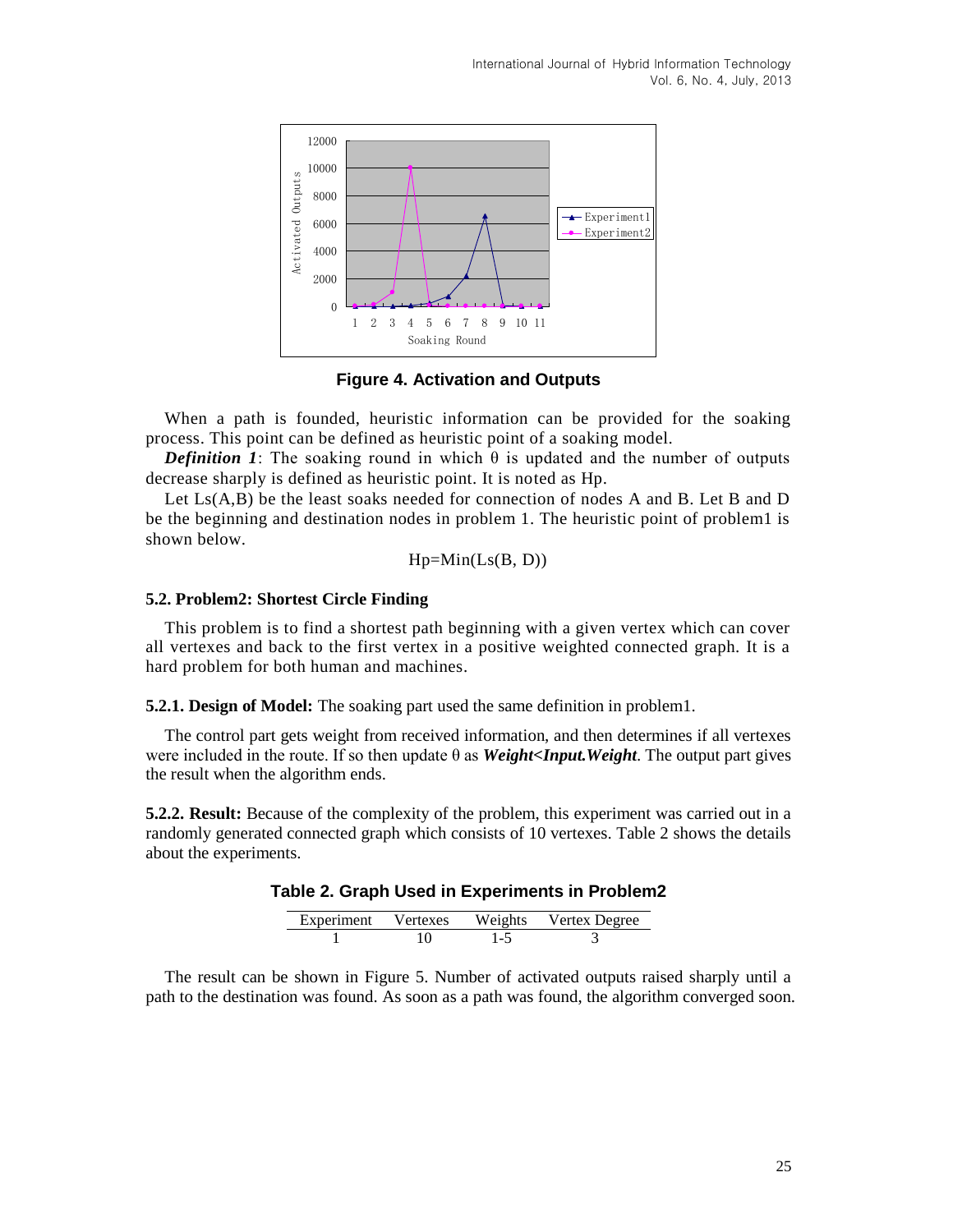**Figure 4. Activation and Outputs**

When a path is founded, heuristic information can be provided for the soaking process. This point can be defined as heuristic point of a soaking model.

***Definition 1***: The soaking round in which θ is updated and the number of outputs decrease sharply is defined as heuristic point. It is noted as Hp.

Let Ls(A,B) be the least soaks needed for connection of nodes A and B. Let B and D be the beginning and destination nodes in problem 1. The heuristic point of problem1 is shown below.

$$Hp=Min(Ls(B, D))$$

### 5.2. Problem2: Shortest Circle Finding

This problem is to find a shortest path beginning with a given vertex which can cover all vertexes and back to the first vertex in a positive weighted connected graph. It is a hard problem for both human and machines.

**5.2.1. Design of Model:** The soaking part used the same definition in problem1.

The control part gets weight from received information, and then determines if all vertexes were included in the route. If so then update θ as ***Weight<Input.Weight***. The output part gives the result when the algorithm ends.

**5.2.2. Result:** Because of the complexity of the problem, this experiment was carried out in a randomly generated connected graph which consists of 10 vertexes. Table 2 shows the details about the experiments.

**Table 2. Graph Used in Experiments in Problem2**

| Experiment | Vertexes | Weights | Vertex Degree |
|---|---|---|---|
| 1 | 10 | 1-5 | 3 |

The result can be shown in Figure 5. Number of activated outputs raised sharply until a path to the destination was found. As soon as a path was found, the algorithm converged soon.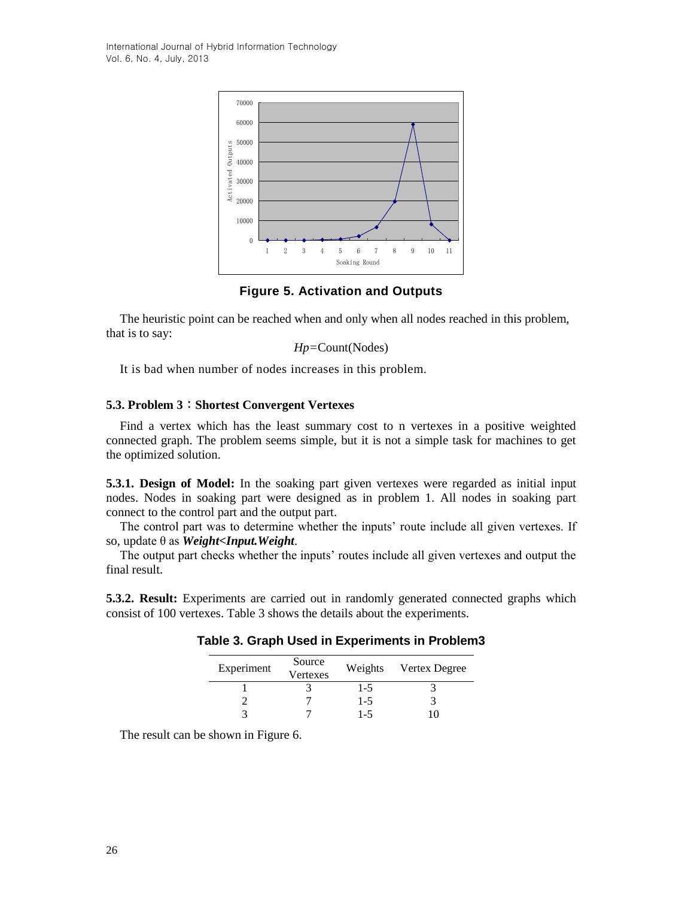Figure 5. Activation and Outputs

The heuristic point can be reached when and only when all nodes reached in this problem, that is to say:

$$Hp=\text{Count(Nodes)}$$

It is bad when number of nodes increases in this problem.

### 5.3. Problem 3：Shortest Convergent Vertexes

Find a vertex which has the least summary cost to n vertexes in a positive weighted connected graph. The problem seems simple, but it is not a simple task for machines to get the optimized solution.

**5.3.1. Design of Model:** In the soaking part given vertexes were regarded as initial input nodes. Nodes in soaking part were designed as in problem 1. All nodes in soaking part connect to the control part and the output part.

The control part was to determine whether the inputs' route include all given vertexes. If so, update θ as ***Weight<Input.Weight***.

The output part checks whether the inputs' routes include all given vertexes and output the final result.

**5.3.2. Result:** Experiments are carried out in randomly generated connected graphs which consist of 100 vertexes. Table 3 shows the details about the experiments.

**Table 3. Graph Used in Experiments in Problem3**

| Experiment | Source Vertexes | Weights | Vertex Degree |
|---|---|---|---|
| 1 | 3 | 1-5 | 3 |
| 2 | 7 | 1-5 | 3 |
| 3 | 7 | 1-5 | 10 |

The result can be shown in Figure 6.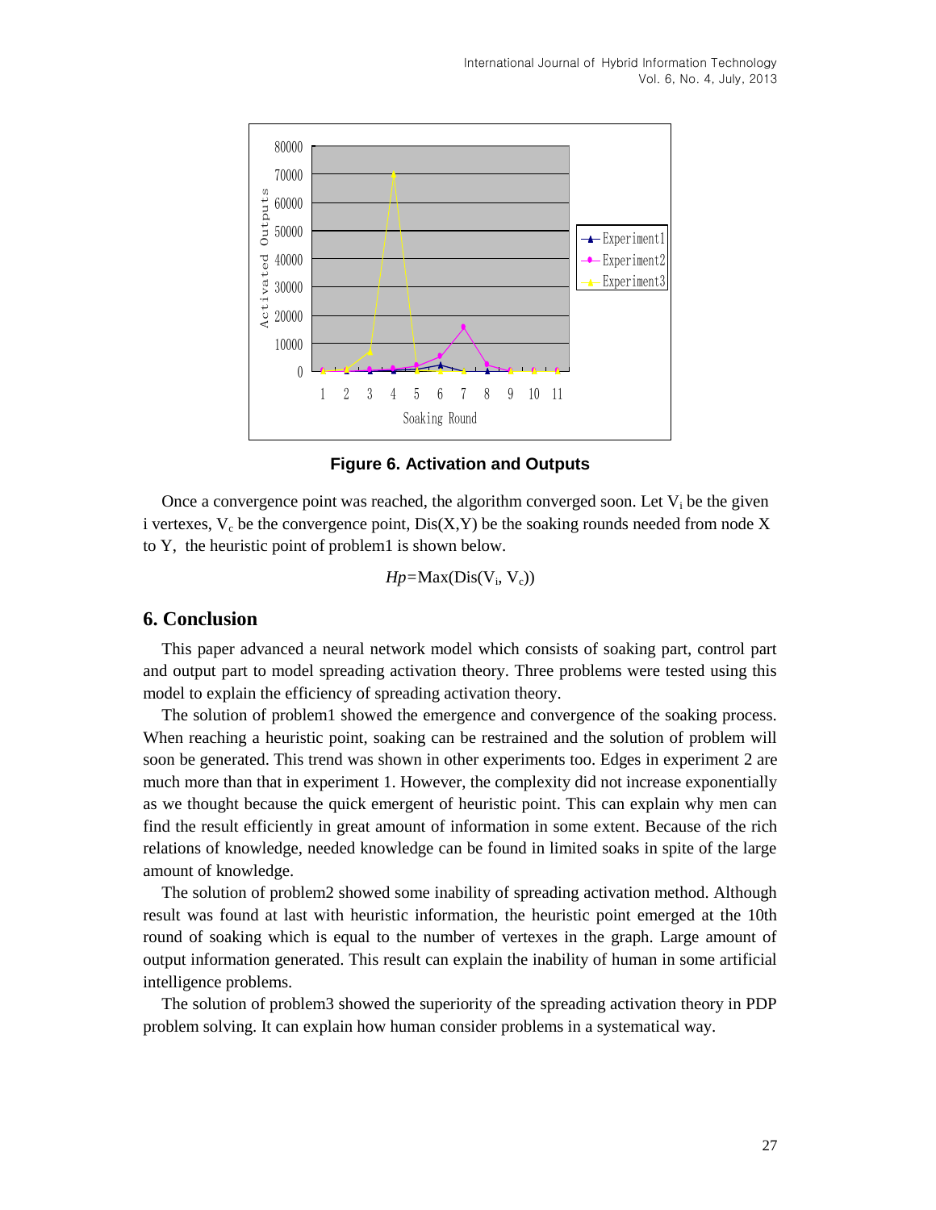**Figure 6. Activation and Outputs**

Once a convergence point was reached, the algorithm converged soon. Let $V_i$ be the given i vertexes, $V_c$ be the convergence point, Dis(X,Y) be the soaking rounds needed from node X to Y, the heuristic point of problem1 is shown below.

$$Hp=\text{Max}(\text{Dis}(V_i, V_c))$$

## 6. Conclusion

This paper advanced a neural network model which consists of soaking part, control part and output part to model spreading activation theory. Three problems were tested using this model to explain the efficiency of spreading activation theory.

The solution of problem1 showed the emergence and convergence of the soaking process. When reaching a heuristic point, soaking can be restrained and the solution of problem will soon be generated. This trend was shown in other experiments too. Edges in experiment 2 are much more than that in experiment 1. However, the complexity did not increase exponentially as we thought because the quick emergent of heuristic point. This can explain why men can find the result efficiently in great amount of information in some extent. Because of the rich relations of knowledge, needed knowledge can be found in limited soaks in spite of the large amount of knowledge.

The solution of problem2 showed some inability of spreading activation method. Although result was found at last with heuristic information, the heuristic point emerged at the 10th round of soaking which is equal to the number of vertexes in the graph. Large amount of output information generated. This result can explain the inability of human in some artificial intelligence problems.

The solution of problem3 showed the superiority of the spreading activation theory in PDP problem solving. It can explain how human consider problems in a systematical way.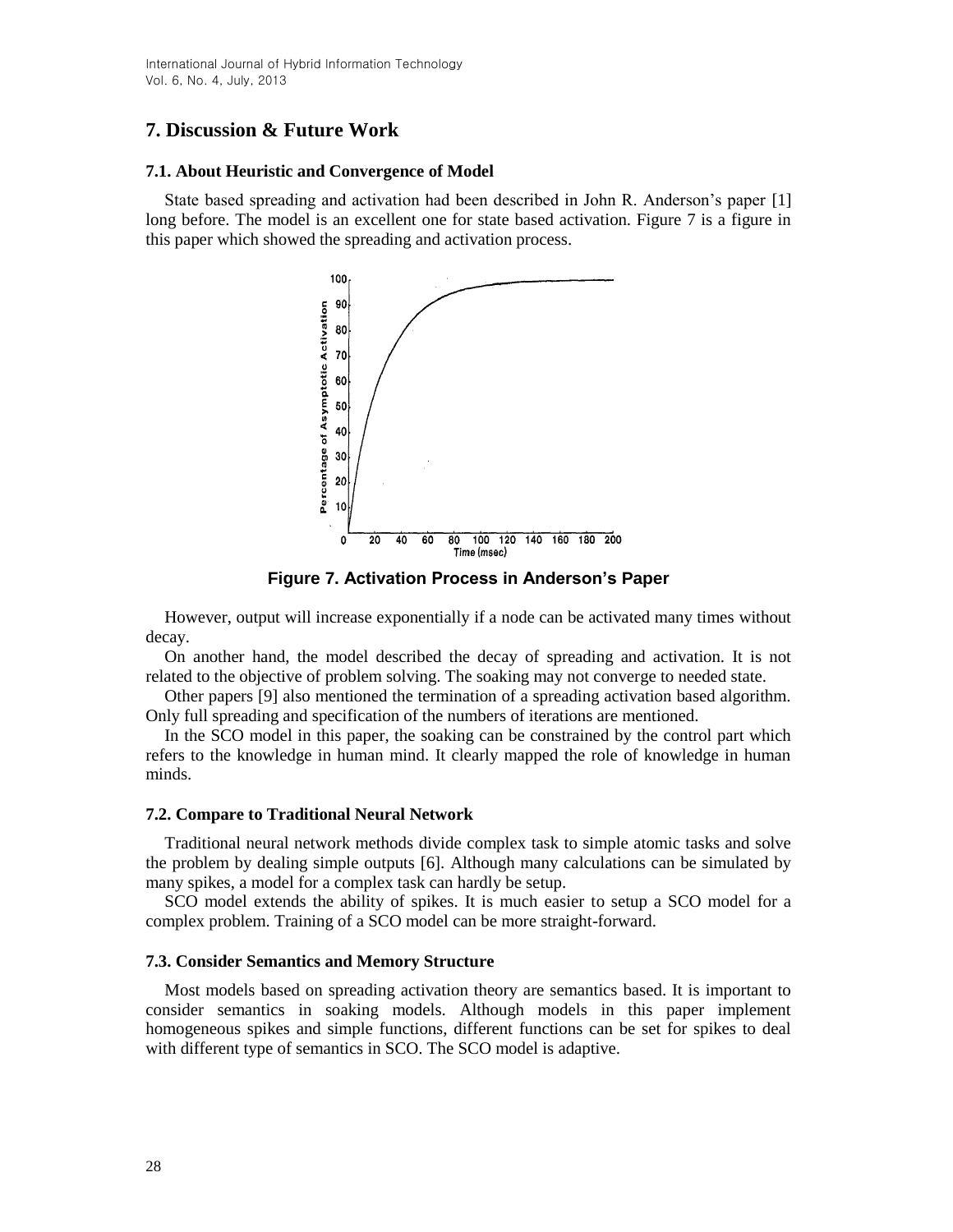## 7. Discussion & Future Work

### 7.1. About Heuristic and Convergence of Model

State based spreading and activation had been described in John R. Anderson's paper [1] long before. The model is an excellent one for state based activation. Figure 7 is a figure in this paper which showed the spreading and activation process.

**Figure 7. Activation Process in Anderson's Paper**

However, output will increase exponentially if a node can be activated many times without decay.

On another hand, the model described the decay of spreading and activation. It is not related to the objective of problem solving. The soaking may not converge to needed state.

Other papers [9] also mentioned the termination of a spreading activation based algorithm. Only full spreading and specification of the numbers of iterations are mentioned.

In the SCO model in this paper, the soaking can be constrained by the control part which refers to the knowledge in human mind. It clearly mapped the role of knowledge in human minds.

### 7.2. Compare to Traditional Neural Network

Traditional neural network methods divide complex task to simple atomic tasks and solve the problem by dealing simple outputs [6]. Although many calculations can be simulated by many spikes, a model for a complex task can hardly be setup.

SCO model extends the ability of spikes. It is much easier to setup a SCO model for a complex problem. Training of a SCO model can be more straight-forward.

### 7.3. Consider Semantics and Memory Structure

Most models based on spreading activation theory are semantics based. It is important to consider semantics in soaking models. Although models in this paper implement homogeneous spikes and simple functions, different functions can be set for spikes to deal with different type of semantics in SCO. The SCO model is adaptive.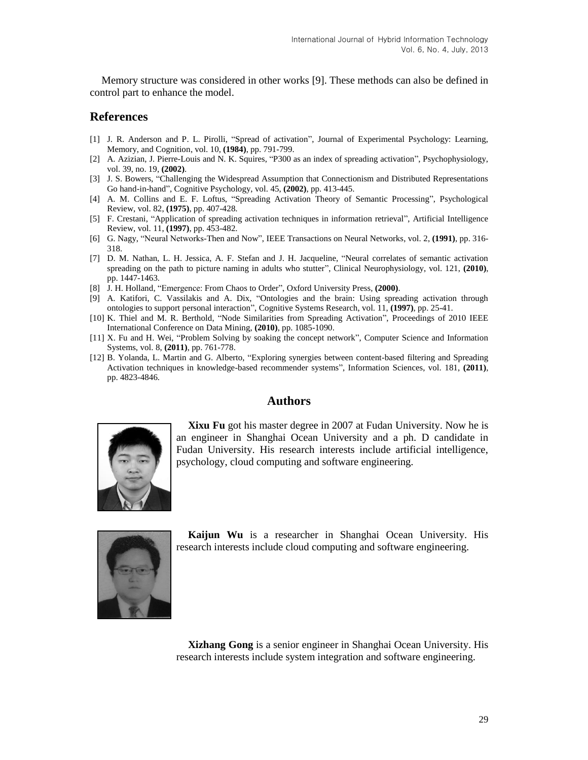Memory structure was considered in other works [9]. These methods can also be defined in control part to enhance the model.

## References

[1] J. R. Anderson and P. L. Pirolli, "Spread of activation", Journal of Experimental Psychology: Learning, Memory, and Cognition, vol. 10, **(1984)**, pp. 791-799.

[2] A. Azizian, J. Pierre-Louis and N. K. Squires, "P300 as an index of spreading activation", Psychophysiology, vol. 39, no. 19, **(2002)**.

[3] J. S. Bowers, "Challenging the Widespread Assumption that Connectionism and Distributed Representations Go hand-in-hand", Cognitive Psychology, vol. 45, **(2002)**, pp. 413-445.

[4] A. M. Collins and E. F. Loftus, "Spreading Activation Theory of Semantic Processing", Psychological Review, vol. 82, **(1975)**, pp. 407-428.

[5] F. Crestani, "Application of spreading activation techniques in information retrieval", Artificial Intelligence Review, vol. 11, **(1997)**, pp. 453-482.

[6] G. Nagy, "Neural Networks-Then and Now", IEEE Transactions on Neural Networks, vol. 2, **(1991)**, pp. 316-318.

[7] D. M. Nathan, L. H. Jessica, A. F. Stefan and J. H. Jacqueline, "Neural correlates of semantic activation spreading on the path to picture naming in adults who stutter", Clinical Neurophysiology, vol. 121, **(2010)**, pp. 1447-1463.

[8] J. H. Holland, "Emergence: From Chaos to Order", Oxford University Press, **(2000)**.

[9] A. Katifori, C. Vassilakis and A. Dix, "Ontologies and the brain: Using spreading activation through ontologies to support personal interaction", Cognitive Systems Research, vol. 11, **(1997)**, pp. 25-41.

[10] K. Thiel and M. R. Berthold, "Node Similarities from Spreading Activation", Proceedings of 2010 IEEE International Conference on Data Mining, **(2010)**, pp. 1085-1090.

[11] X. Fu and H. Wei, "Problem Solving by soaking the concept network", Computer Science and Information Systems, vol. 8, **(2011)**, pp. 761-778.

[12] B. Yolanda, L. Martin and G. Alberto, "Exploring synergies between content-based filtering and Spreading Activation techniques in knowledge-based recommender systems", Information Sciences, vol. 181, **(2011)**, pp. 4823-4846.

## Authors

**Xixu Fu** got his master degree in 2007 at Fudan University. Now he is an engineer in Shanghai Ocean University and a ph. D candidate in Fudan University. His research interests include artificial intelligence, psychology, cloud computing and software engineering.

**Kaijun Wu** is a researcher in Shanghai Ocean University. His research interests include cloud computing and software engineering.

**Xizhang Gong** is a senior engineer in Shanghai Ocean University. His research interests include system integration and software engineering.